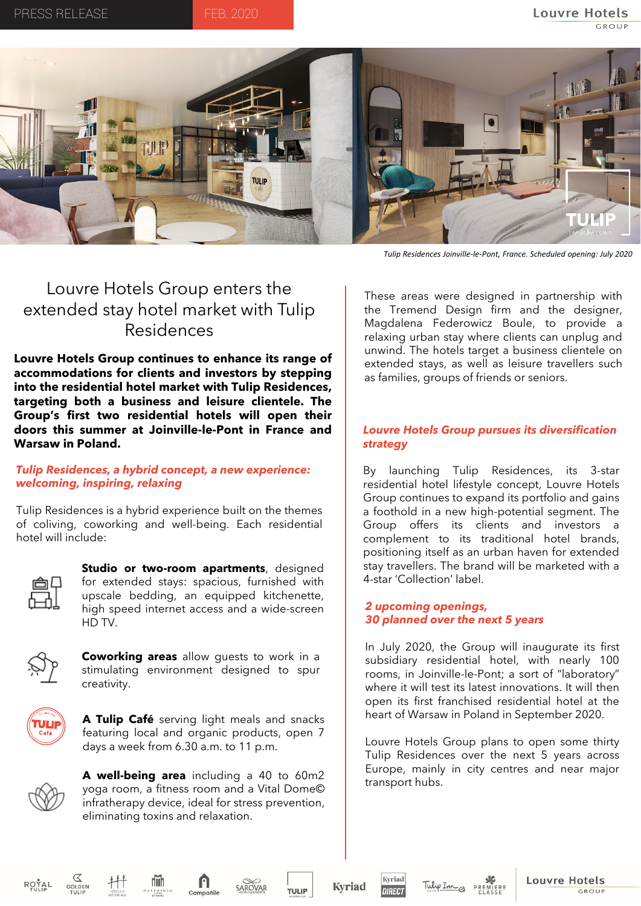PRESS RELEASE FEB. 2020

*Tulip Residences Joinville-le-Pont, France. Scheduled opening: July 2020*

# Louvre Hotels Group enters the extended stay hotel market with Tulip Residences

**Louvre Hotels Group continues to enhance its range of accommodations for clients and investors by stepping into the residential hotel market with Tulip Residences, targeting both a business and leisure clientele. The Group's first two residential hotels will open their doors this summer at Joinville-le-Pont in France and Warsaw in Poland.**

### *Tulip Residences, a hybrid concept, a new experience: welcoming, inspiring, relaxing*

Tulip Residences is a hybrid experience built on the themes of coliving, coworking and well-being. Each residential hotel will include:

- **Studio or two-room apartments**, designed for extended stays: spacious, furnished with upscale bedding, an equipped kitchenette, high speed internet access and a wide-screen HD TV.
- **Coworking areas** allow guests to work in a stimulating environment designed to spur creativity.
- **A Tulip Café** serving light meals and snacks featuring local and organic products, open 7 days a week from 6.30 a.m. to 11 p.m.
- **A well-being area** including a 40 to 60m2 yoga room, a fitness room and a Vital Dome© infratherapy device, ideal for stress prevention, eliminating toxins and relaxation.

These areas were designed in partnership with the Tremend Design firm and the designer, Magdalena Federowicz Boule, to provide a relaxing urban stay where clients can unplug and unwind. The hotels target a business clientele on extended stays, as well as leisure travellers such as families, groups of friends or seniors.

### *Louvre Hotels Group pursues its diversification strategy*

By launching Tulip Residences, its 3-star residential hotel lifestyle concept, Louvre Hotels Group continues to expand its portfolio and gains a foothold in a new high-potential segment. The Group offers its clients and investors a complement to its traditional hotel brands, positioning itself as an urban haven for extended stay travellers. The brand will be marketed with a 4-star 'Collection' label.

### *2 upcoming openings, 30 planned over the next 5 years*

In July 2020, the Group will inaugurate its first subsidiary residential hotel, with nearly 100 rooms, in Joinville-le-Pont; a sort of "laboratory" where it will test its latest innovations. It will then open its first franchised residential hotel at the heart of Warsaw in Poland in September 2020.

Louvre Hotels Group plans to open some thirty Tulip Residences over the next 5 years across Europe, mainly in city centres and near major transport hubs.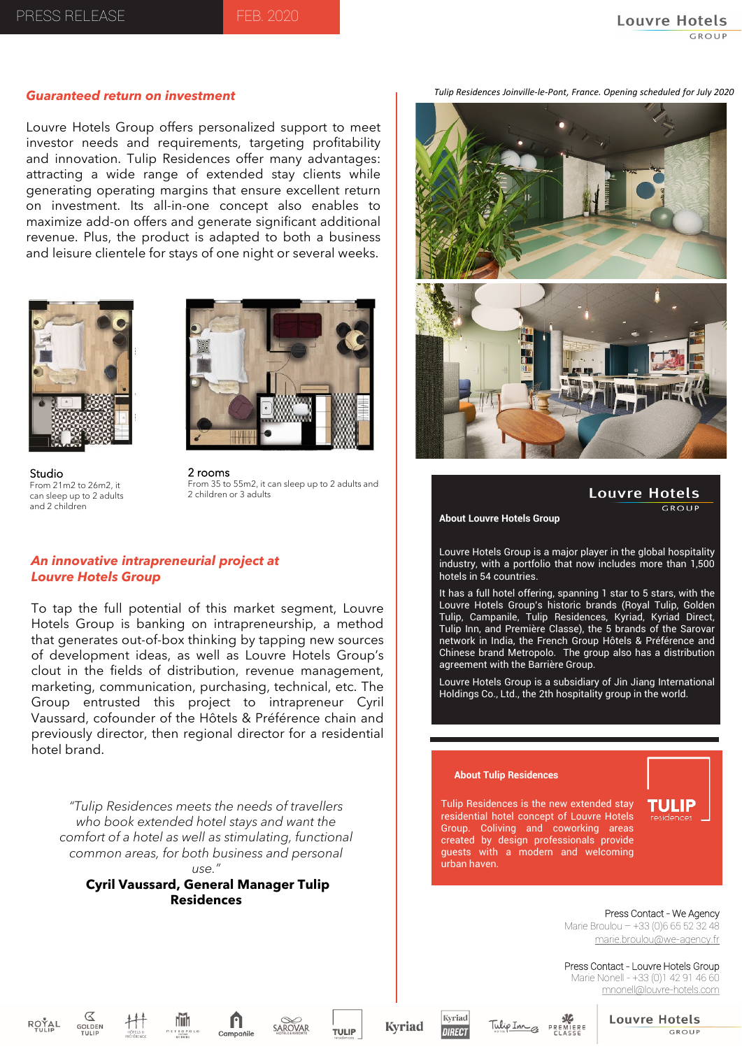## Guaranteed return on investment

Louvre Hotels Group offers personalized support to meet investor needs and requirements, targeting profitability and innovation. Tulip Residences offer many advantages: attracting a wide range of extended stay clients while generating operating margins that ensure excellent return on investment. Its all-in-one concept also enables to maximize add-on offers and generate significant additional revenue. Plus, the product is adapted to both a business and leisure clientele for stays of one night or several weeks.

**Studio**
From 21m2 to 26m2, it can sleep up to 2 adults and 2 children

**2 rooms**
From 35 to 55m2, it can sleep up to 2 adults and 2 children or 3 adults

## An innovative intrapreneurial project at Louvre Hotels Group

To tap the full potential of this market segment, Louvre Hotels Group is banking on intrapreneurship, a method that generates out-of-box thinking by tapping new sources of development ideas, as well as Louvre Hotels Group's clout in the fields of distribution, revenue management, marketing, communication, purchasing, technical, etc. The Group entrusted this project to intrapreneur Cyril Vaussard, cofounder of the Hôtels & Préférence chain and previously director, then regional director for a residential hotel brand.

*"Tulip Residences meets the needs of travellers who book extended hotel stays and want the comfort of a hotel as well as stimulating, functional common areas, for both business and personal use."*

**Cyril Vaussard, General Manager Tulip Residences**

*Tulip Residences Joinville-le-Pont, France. Opening scheduled for July 2020*

### About Louvre Hotels Group

Louvre Hotels Group is a major player in the global hospitality industry, with a portfolio that now includes more than 1,500 hotels in 54 countries.

It has a full hotel offering, spanning 1 star to 5 stars, with the Louvre Hotels Group's historic brands (Royal Tulip, Golden Tulip, Campanile, Tulip Residences, Kyriad, Kyriad Direct, Tulip Inn, and Première Classe), the 5 brands of the Sarovar network in India, the French Group Hôtels & Préférence and Chinese brand Metropolo. The group also has a distribution agreement with the Barrière Group.

Louvre Hotels Group is a subsidiary of Jin Jiang International Holdings Co., Ltd., the 2th hospitality group in the world.

### About Tulip Residences

Tulip Residences is the new extended stay residential hotel concept of Louvre Hotels Group. Coliving and coworking areas created by design professionals provide guests with a modern and welcoming urban haven.

Press Contact - We Agency
Marie Broulou – +33 (0)6 65 52 32 48
marie.broulou@we-agency.fr

Press Contact - Louvre Hotels Group
Marie Nonell - +33 (0)1 42 91 46 60
mnonell@louvre-hotels.com